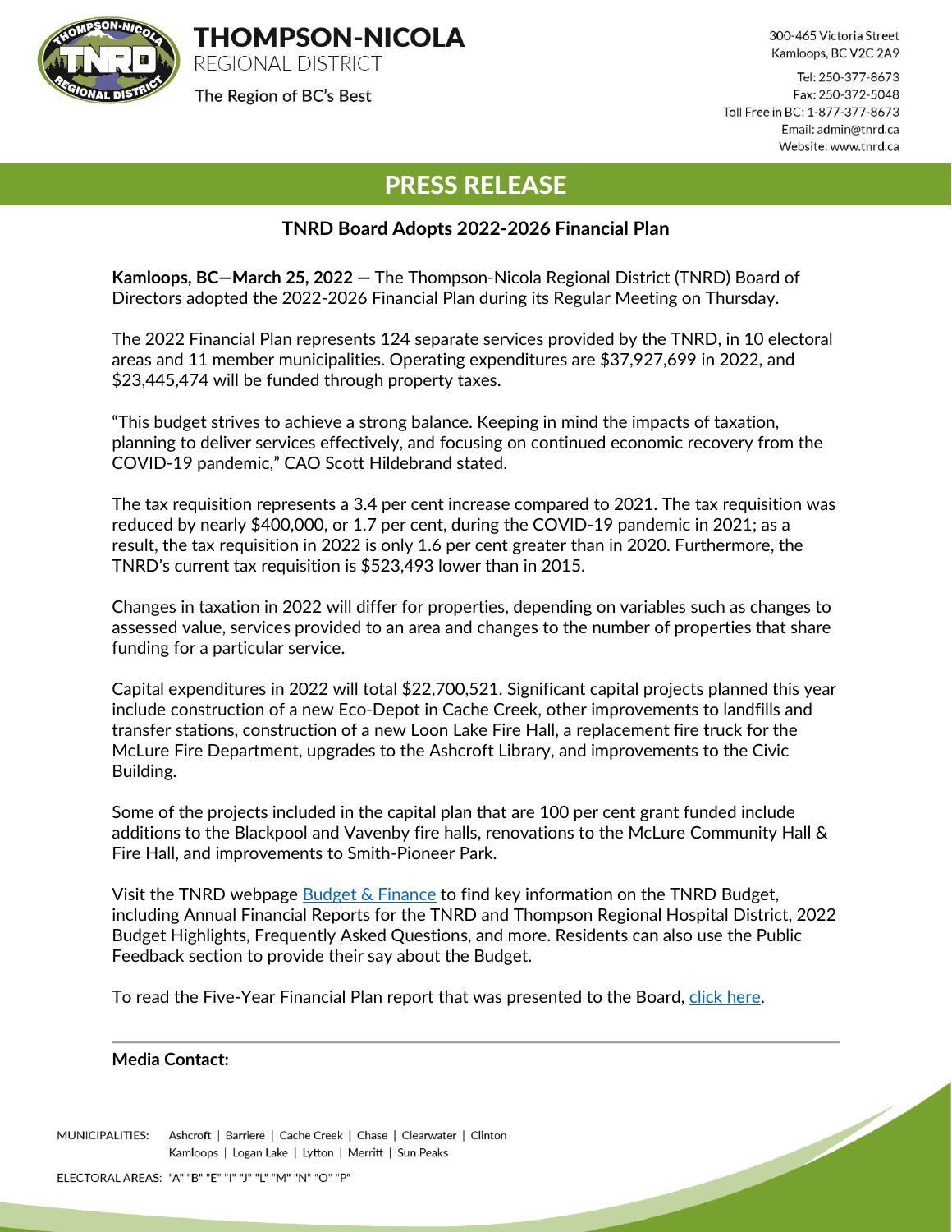# THOMPSON-NICOLA
REGIONAL DISTRICT

The Region of BC's Best

300-465 Victoria Street
Kamloops, BC V2C 2A9

Tel: 250-377-8673
Fax: 250-372-5048
Toll Free in BC: 1-877-377-8673
Email: admin@tnrd.ca
Website: www.tnrd.ca

## PRESS RELEASE

### TNRD Board Adopts 2022-2026 Financial Plan

**Kamloops, BC—March 25, 2022 —** The Thompson-Nicola Regional District (TNRD) Board of Directors adopted the 2022-2026 Financial Plan during its Regular Meeting on Thursday.

The 2022 Financial Plan represents 124 separate services provided by the TNRD, in 10 electoral areas and 11 member municipalities. Operating expenditures are $37,927,699 in 2022, and $23,445,474 will be funded through property taxes.

"This budget strives to achieve a strong balance. Keeping in mind the impacts of taxation, planning to deliver services effectively, and focusing on continued economic recovery from the COVID-19 pandemic," CAO Scott Hildebrand stated.

The tax requisition represents a 3.4 per cent increase compared to 2021. The tax requisition was reduced by nearly $400,000, or 1.7 per cent, during the COVID-19 pandemic in 2021; as a result, the tax requisition in 2022 is only 1.6 per cent greater than in 2020. Furthermore, the TNRD's current tax requisition is $523,493 lower than in 2015.

Changes in taxation in 2022 will differ for properties, depending on variables such as changes to assessed value, services provided to an area and changes to the number of properties that share funding for a particular service.

Capital expenditures in 2022 will total $22,700,521. Significant capital projects planned this year include construction of a new Eco-Depot in Cache Creek, other improvements to landfills and transfer stations, construction of a new Loon Lake Fire Hall, a replacement fire truck for the McLure Fire Department, upgrades to the Ashcroft Library, and improvements to the Civic Building.

Some of the projects included in the capital plan that are 100 per cent grant funded include additions to the Blackpool and Vavenby fire halls, renovations to the McLure Community Hall & Fire Hall, and improvements to Smith-Pioneer Park.

Visit the TNRD webpage Budget & Finance to find key information on the TNRD Budget, including Annual Financial Reports for the TNRD and Thompson Regional Hospital District, 2022 Budget Highlights, Frequently Asked Questions, and more. Residents can also use the Public Feedback section to provide their say about the Budget.

To read the Five-Year Financial Plan report that was presented to the Board, click here.

---

**Media Contact:**

MUNICIPALITIES: Ashcroft | Barriere | Cache Creek | Chase | Clearwater | Clinton
Kamloops | Logan Lake | Lytton | Merritt | Sun Peaks

ELECTORAL AREAS: "A" "B" "E" "I" "J" "L" "M" "N" "O" "P"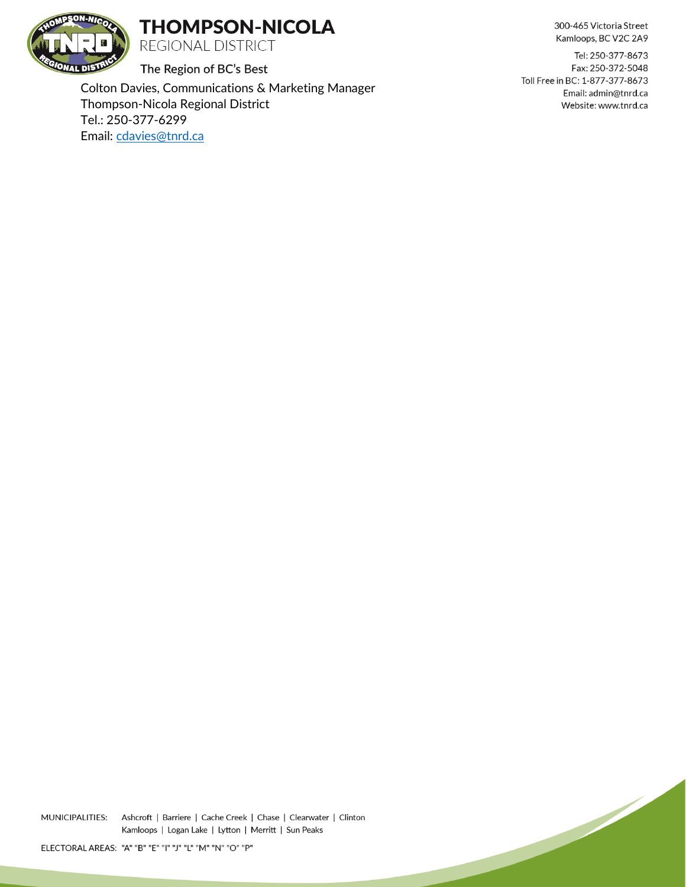Colton Davies, Communications & Marketing Manager
Thompson-Nicola Regional District
Tel.: 250-377-6299
Email: cdavies@tnrd.ca